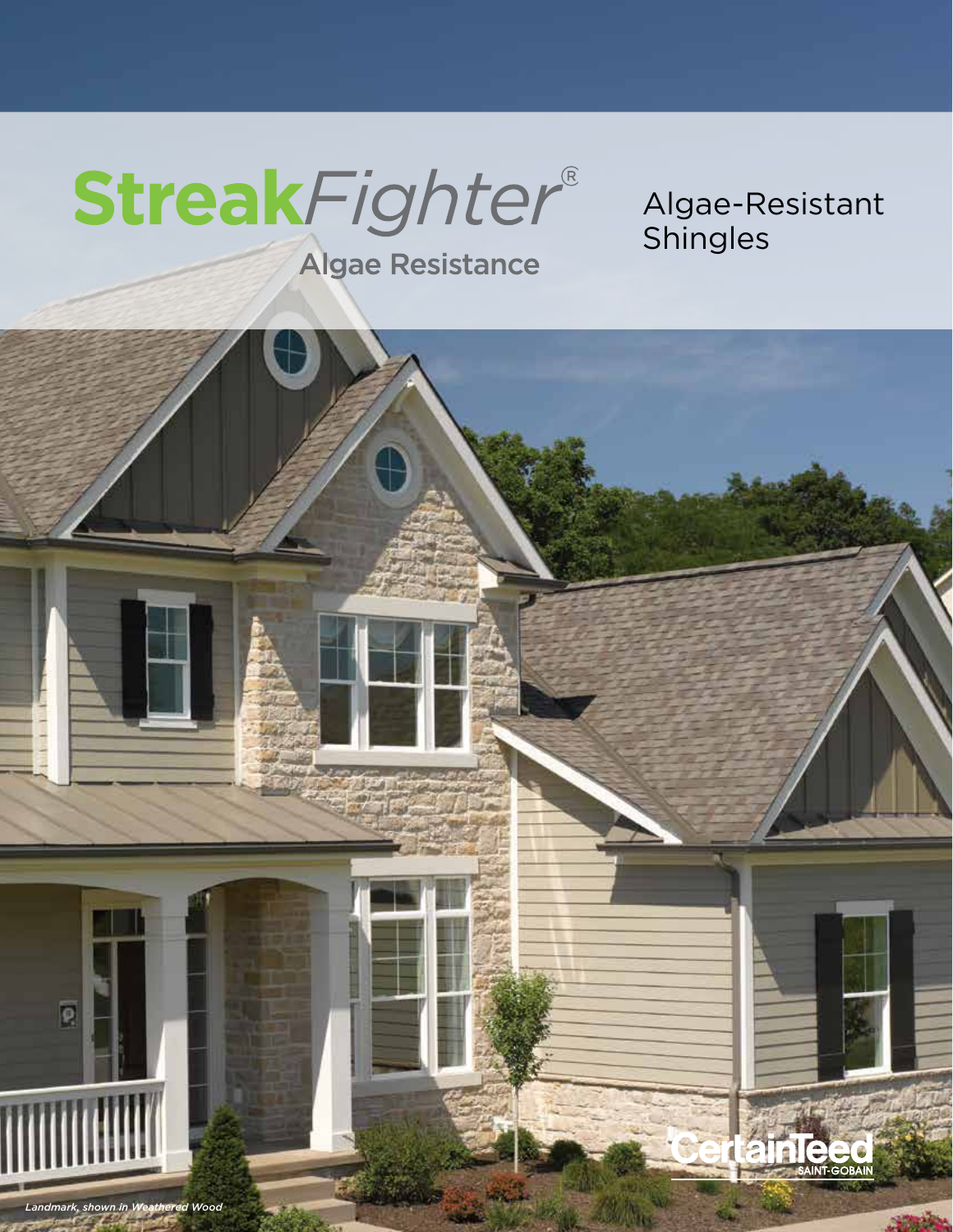# StreakFighter®

## Algae Resistance

Algae-Resistant Shingles

*Landmark, shown in Weathered Wood*

CertainTeed
SAINT-GOBAIN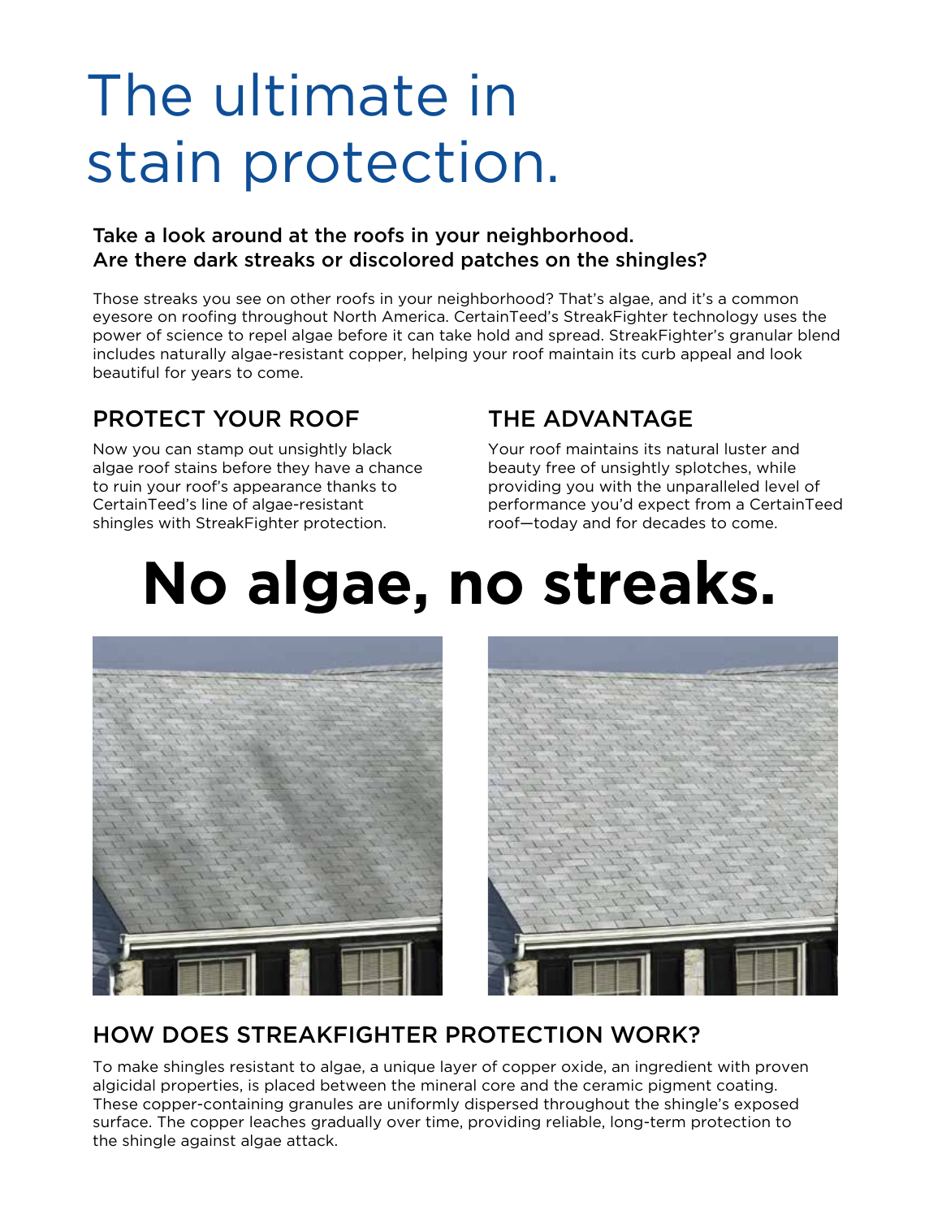# The ultimate in stain protection.

**Take a look around at the roofs in your neighborhood. Are there dark streaks or discolored patches on the shingles?**

Those streaks you see on other roofs in your neighborhood? That's algae, and it's a common eyesore on roofing throughout North America. CertainTeed's StreakFighter technology uses the power of science to repel algae before it can take hold and spread. StreakFighter's granular blend includes naturally algae-resistant copper, helping your roof maintain its curb appeal and look beautiful for years to come.

## PROTECT YOUR ROOF

Now you can stamp out unsightly black algae roof stains before they have a chance to ruin your roof's appearance thanks to CertainTeed's line of algae-resistant shingles with StreakFighter protection.

## THE ADVANTAGE

Your roof maintains its natural luster and beauty free of unsightly splotches, while providing you with the unparalleled level of performance you'd expect from a CertainTeed roof—today and for decades to come.

# No algae, no streaks.

## HOW DOES STREAKFIGHTER PROTECTION WORK?

To make shingles resistant to algae, a unique layer of copper oxide, an ingredient with proven algicidal properties, is placed between the mineral core and the ceramic pigment coating. These copper-containing granules are uniformly dispersed throughout the shingle's exposed surface. The copper leaches gradually over time, providing reliable, long-term protection to the shingle against algae attack.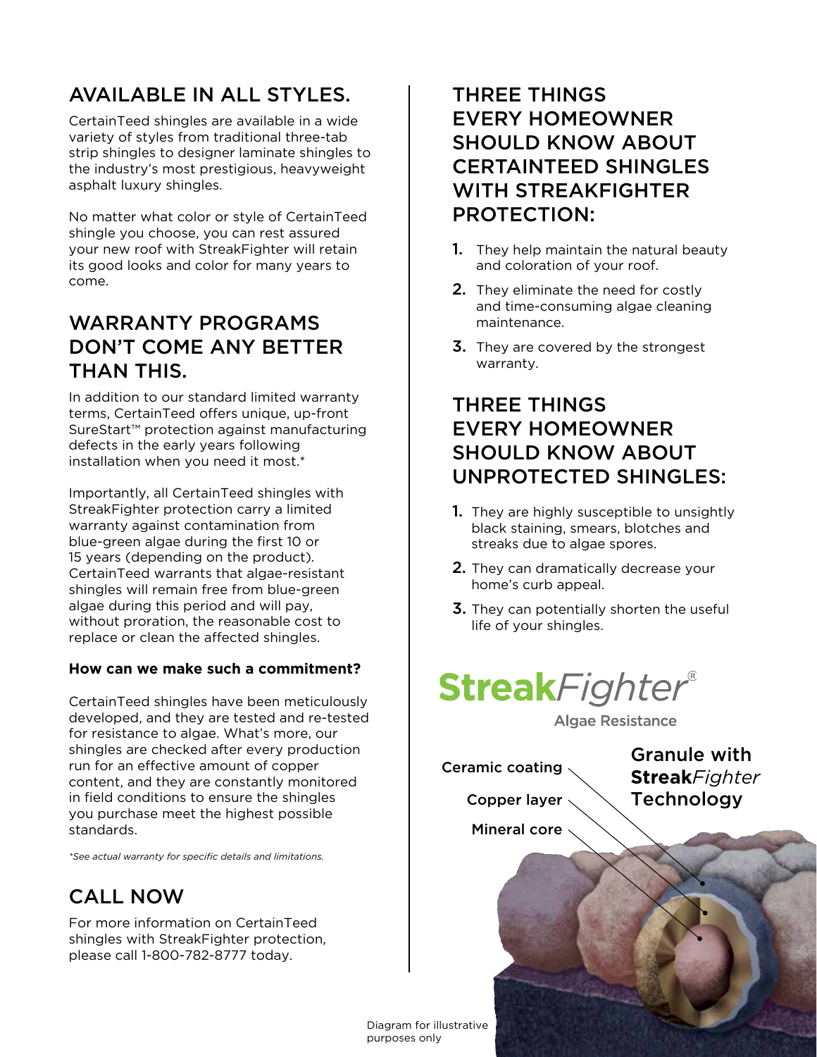## AVAILABLE IN ALL STYLES.

CertainTeed shingles are available in a wide variety of styles from traditional three-tab strip shingles to designer laminate shingles to the industry's most prestigious, heavyweight asphalt luxury shingles.

No matter what color or style of CertainTeed shingle you choose, you can rest assured your new roof with StreakFighter will retain its good looks and color for many years to come.

## WARRANTY PROGRAMS DON'T COME ANY BETTER THAN THIS.

In addition to our standard limited warranty terms, CertainTeed offers unique, up-front SureStart™ protection against manufacturing defects in the early years following installation when you need it most.*

Importantly, all CertainTeed shingles with StreakFighter protection carry a limited warranty against contamination from blue-green algae during the first 10 or 15 years (depending on the product). CertainTeed warrants that algae-resistant shingles will remain free from blue-green algae during this period and will pay, without proration, the reasonable cost to replace or clean the affected shingles.

**How can we make such a commitment?**

CertainTeed shingles have been meticulously developed, and they are tested and re-tested for resistance to algae. What's more, our shingles are checked after every production run for an effective amount of copper content, and they are constantly monitored in field conditions to ensure the shingles you purchase meet the highest possible standards.

*\*See actual warranty for specific details and limitations.*

## CALL NOW

For more information on CertainTeed shingles with StreakFighter protection, please call 1-800-782-8777 today.

## THREE THINGS EVERY HOMEOWNER SHOULD KNOW ABOUT CERTAINTEED SHINGLES WITH STREAKFIGHTER PROTECTION:

1. They help maintain the natural beauty and coloration of your roof.
2. They eliminate the need for costly and time-consuming algae cleaning maintenance.
3. They are covered by the strongest warranty.

## THREE THINGS EVERY HOMEOWNER SHOULD KNOW ABOUT UNPROTECTED SHINGLES:

1. They are highly susceptible to unsightly black staining, smears, blotches and streaks due to algae spores.
2. They can dramatically decrease your home's curb appeal.
3. They can potentially shorten the useful life of your shingles.

**Streak***Fighter*®

Algae Resistance

Ceramic coating

Copper layer

Mineral core

Granule with **Streak***Fighter* Technology

Diagram for illustrative purposes only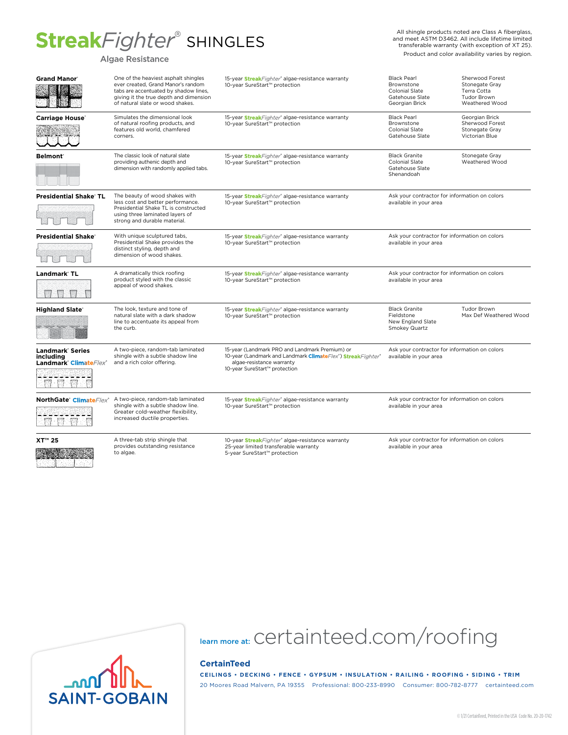# StreakFighter® SHINGLES

Algae Resistance

All shingle products noted are Class A fiberglass, and meet ASTM D3462. All include lifetime limited transferable warranty (with exception of XT 25).

Product and color availability varies by region.

| | | | | |
|---|---|---|---|---|
| **Grand Manor®** | One of the heaviest asphalt shingles ever created, Grand Manor's random tabs are accentuated by shadow lines, giving it the true depth and dimension of natural slate or wood shakes. | 15-year StreakFighter® algae-resistance warranty<br>10-year SureStart™ protection | Black Pearl<br>Brownstone<br>Colonial Slate<br>Gatehouse Slate<br>Georgian Brick | Sherwood Forest<br>Stonegate Gray<br>Terra Cotta<br>Tudor Brown<br>Weathered Wood |
| **Carriage House®** | Simulates the dimensional look of natural roofing products, and features old world, chamfered corners. | 15-year StreakFighter® algae-resistance warranty<br>10-year SureStart™ protection | Black Pearl<br>Brownstone<br>Colonial Slate<br>Gatehouse Slate | Georgian Brick<br>Sherwood Forest<br>Stonegate Gray<br>Victorian Blue |
| **Belmont®** | The classic look of natural slate providing authentic depth and dimension with randomly applied tabs. | 15-year StreakFighter® algae-resistance warranty<br>10-year SureStart™ protection | Black Granite<br>Colonial Slate<br>Gatehouse Slate<br>Shenandoah | Stonegate Gray<br>Weathered Wood |
| **Presidential Shake® TL** | The beauty of wood shakes with less cost and better performance. Presidential Shake TL is constructed using three laminated layers of strong and durable material. | 15-year StreakFighter® algae-resistance warranty<br>10-year SureStart™ protection | Ask your contractor for information on colors available in your area | |
| **Presidential Shake®** | With unique sculptured tabs, Presidential Shake provides the distinct styling, depth and dimension of wood shakes. | 15-year StreakFighter® algae-resistance warranty<br>10-year SureStart™ protection | Ask your contractor for information on colors available in your area | |
| **Landmark® TL** | A dramatically thick roofing product styled with the classic appeal of wood shakes. | 15-year StreakFighter® algae-resistance warranty<br>10-year SureStart™ protection | Ask your contractor for information on colors available in your area | |
| **Highland Slate®** | The look, texture and tone of natural slate with a dark shadow line to accentuate its appeal from the curb. | 15-year StreakFighter® algae-resistance warranty<br>10-year SureStart™ protection | Black Granite<br>Fieldstone<br>New England Slate<br>Smokey Quartz | Tudor Brown<br>Max Def Weathered Wood |
| **Landmark® Series including Landmark® ClimateFlex®** | A two-piece, random-tab laminated shingle with a subtle shadow line and a rich color offering. | 15-year (Landmark PRO and Landmark Premium) or 10-year (Landmark and Landmark ClimateFlex®) StreakFighter® algae-resistance warranty<br>10-year SureStart™ protection | Ask your contractor for information on colors available in your area | |
| **NorthGate® ClimateFlex®** | A two-piece, random-tab laminated shingle with a subtle shadow line. Greater cold-weather flexibility, increased ductile properties. | 15-year StreakFighter® algae-resistance warranty<br>10-year SureStart™ protection | Ask your contractor for information on colors available in your area | |
| **XT™ 25** | A three-tab strip shingle that provides outstanding resistance to algae. | 10-year StreakFighter® algae-resistance warranty<br>25-year limited transferable warranty<br>5-year SureStart™ protection | Ask your contractor for information on colors available in your area | |

SAINT-GOBAIN

learn more at: certainteed.com/roofing

**CertainTeed**

CEILINGS • DECKING • FENCE • GYPSUM • INSULATION • RAILING • ROOFING • SIDING • TRIM

20 Moores Road Malvern, PA 19355   Professional: 800-233-8990   Consumer: 800-782-8777   certainteed.com

© 1/21 CertainTeed, Printed in the USA Code No. 20-20-1742